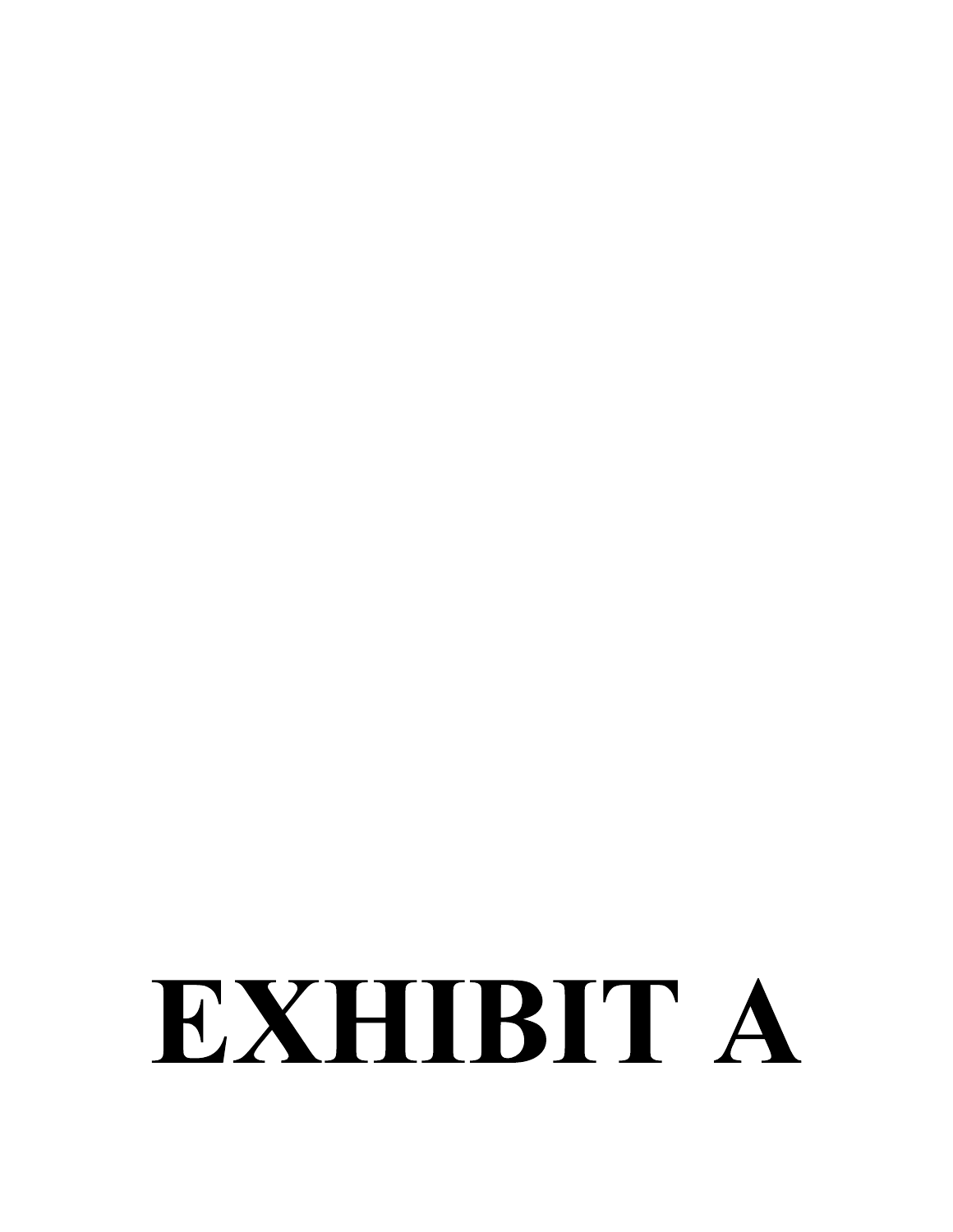# EXHIBIT A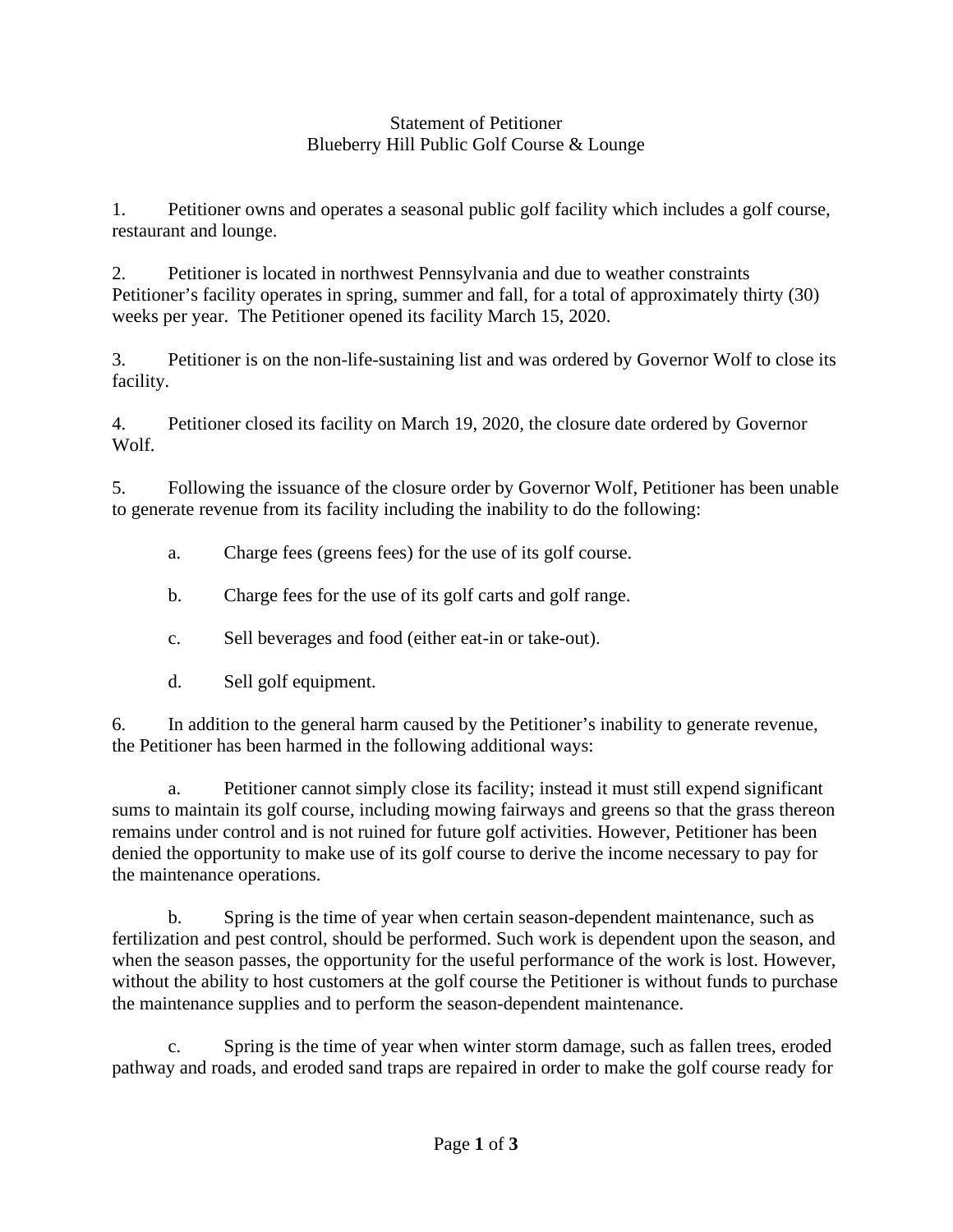Statement of Petitioner
Blueberry Hill Public Golf Course & Lounge

1. Petitioner owns and operates a seasonal public golf facility which includes a golf course, restaurant and lounge.

2. Petitioner is located in northwest Pennsylvania and due to weather constraints Petitioner's facility operates in spring, summer and fall, for a total of approximately thirty (30) weeks per year. The Petitioner opened its facility March 15, 2020.

3. Petitioner is on the non-life-sustaining list and was ordered by Governor Wolf to close its facility.

4. Petitioner closed its facility on March 19, 2020, the closure date ordered by Governor Wolf.

5. Following the issuance of the closure order by Governor Wolf, Petitioner has been unable to generate revenue from its facility including the inability to do the following:

 a. Charge fees (greens fees) for the use of its golf course.

 b. Charge fees for the use of its golf carts and golf range.

 c. Sell beverages and food (either eat-in or take-out).

 d. Sell golf equipment.

6. In addition to the general harm caused by the Petitioner's inability to generate revenue, the Petitioner has been harmed in the following additional ways:

 a. Petitioner cannot simply close its facility; instead it must still expend significant sums to maintain its golf course, including mowing fairways and greens so that the grass thereon remains under control and is not ruined for future golf activities. However, Petitioner has been denied the opportunity to make use of its golf course to derive the income necessary to pay for the maintenance operations.

 b. Spring is the time of year when certain season-dependent maintenance, such as fertilization and pest control, should be performed. Such work is dependent upon the season, and when the season passes, the opportunity for the useful performance of the work is lost. However, without the ability to host customers at the golf course the Petitioner is without funds to purchase the maintenance supplies and to perform the season-dependent maintenance.

 c. Spring is the time of year when winter storm damage, such as fallen trees, eroded pathway and roads, and eroded sand traps are repaired in order to make the golf course ready for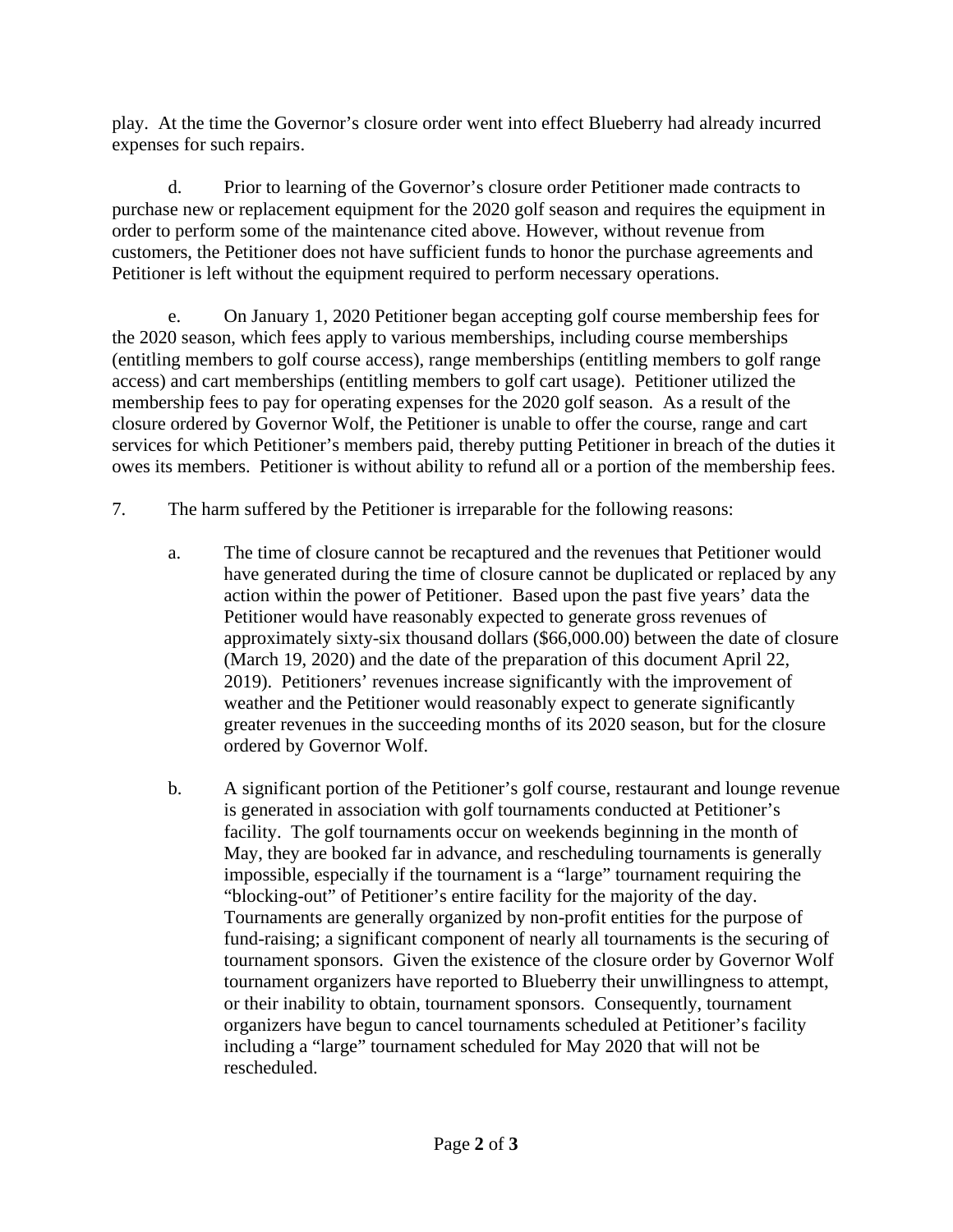play. At the time the Governor's closure order went into effect Blueberry had already incurred expenses for such repairs.

d. Prior to learning of the Governor's closure order Petitioner made contracts to purchase new or replacement equipment for the 2020 golf season and requires the equipment in order to perform some of the maintenance cited above. However, without revenue from customers, the Petitioner does not have sufficient funds to honor the purchase agreements and Petitioner is left without the equipment required to perform necessary operations.

e. On January 1, 2020 Petitioner began accepting golf course membership fees for the 2020 season, which fees apply to various memberships, including course memberships (entitling members to golf course access), range memberships (entitling members to golf range access) and cart memberships (entitling members to golf cart usage). Petitioner utilized the membership fees to pay for operating expenses for the 2020 golf season. As a result of the closure ordered by Governor Wolf, the Petitioner is unable to offer the course, range and cart services for which Petitioner's members paid, thereby putting Petitioner in breach of the duties it owes its members. Petitioner is without ability to refund all or a portion of the membership fees.

7. The harm suffered by the Petitioner is irreparable for the following reasons:

   a. The time of closure cannot be recaptured and the revenues that Petitioner would have generated during the time of closure cannot be duplicated or replaced by any action within the power of Petitioner. Based upon the past five years' data the Petitioner would have reasonably expected to generate gross revenues of approximately sixty-six thousand dollars ($66,000.00) between the date of closure (March 19, 2020) and the date of the preparation of this document April 22, 2019). Petitioners' revenues increase significantly with the improvement of weather and the Petitioner would reasonably expect to generate significantly greater revenues in the succeeding months of its 2020 season, but for the closure ordered by Governor Wolf.

   b. A significant portion of the Petitioner's golf course, restaurant and lounge revenue is generated in association with golf tournaments conducted at Petitioner's facility. The golf tournaments occur on weekends beginning in the month of May, they are booked far in advance, and rescheduling tournaments is generally impossible, especially if the tournament is a "large" tournament requiring the "blocking-out" of Petitioner's entire facility for the majority of the day. Tournaments are generally organized by non-profit entities for the purpose of fund-raising; a significant component of nearly all tournaments is the securing of tournament sponsors. Given the existence of the closure order by Governor Wolf tournament organizers have reported to Blueberry their unwillingness to attempt, or their inability to obtain, tournament sponsors. Consequently, tournament organizers have begun to cancel tournaments scheduled at Petitioner's facility including a "large" tournament scheduled for May 2020 that will not be rescheduled.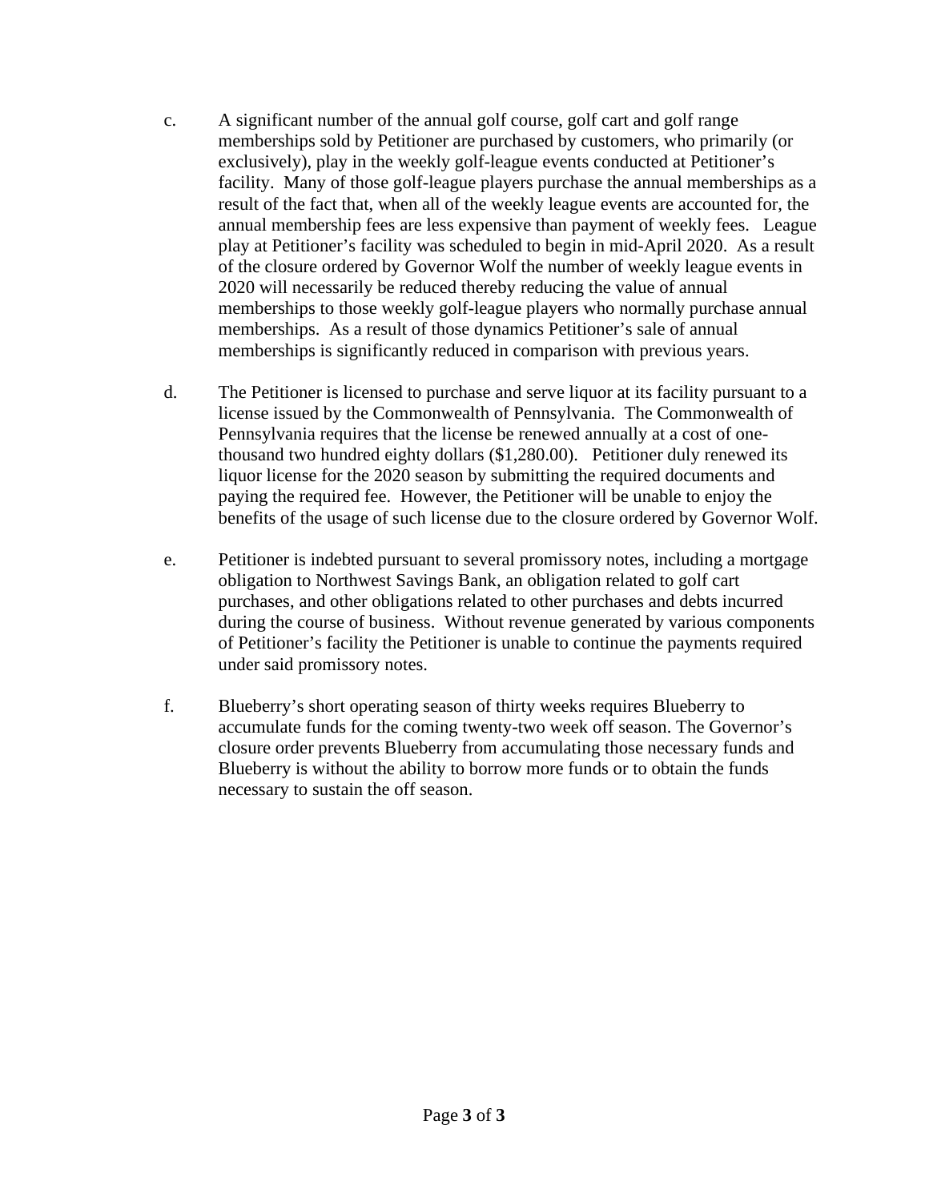c. A significant number of the annual golf course, golf cart and golf range memberships sold by Petitioner are purchased by customers, who primarily (or exclusively), play in the weekly golf-league events conducted at Petitioner's facility. Many of those golf-league players purchase the annual memberships as a result of the fact that, when all of the weekly league events are accounted for, the annual membership fees are less expensive than payment of weekly fees. League play at Petitioner's facility was scheduled to begin in mid-April 2020. As a result of the closure ordered by Governor Wolf the number of weekly league events in 2020 will necessarily be reduced thereby reducing the value of annual memberships to those weekly golf-league players who normally purchase annual memberships. As a result of those dynamics Petitioner's sale of annual memberships is significantly reduced in comparison with previous years.

d. The Petitioner is licensed to purchase and serve liquor at its facility pursuant to a license issued by the Commonwealth of Pennsylvania. The Commonwealth of Pennsylvania requires that the license be renewed annually at a cost of one-thousand two hundred eighty dollars ($1,280.00). Petitioner duly renewed its liquor license for the 2020 season by submitting the required documents and paying the required fee. However, the Petitioner will be unable to enjoy the benefits of the usage of such license due to the closure ordered by Governor Wolf.

e. Petitioner is indebted pursuant to several promissory notes, including a mortgage obligation to Northwest Savings Bank, an obligation related to golf cart purchases, and other obligations related to other purchases and debts incurred during the course of business. Without revenue generated by various components of Petitioner's facility the Petitioner is unable to continue the payments required under said promissory notes.

f. Blueberry's short operating season of thirty weeks requires Blueberry to accumulate funds for the coming twenty-two week off season. The Governor's closure order prevents Blueberry from accumulating those necessary funds and Blueberry is without the ability to borrow more funds or to obtain the funds necessary to sustain the off season.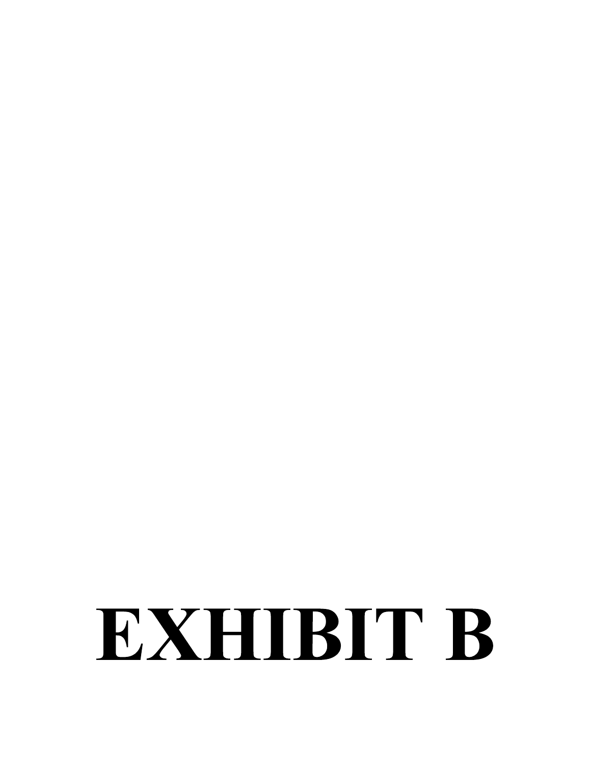# EXHIBIT B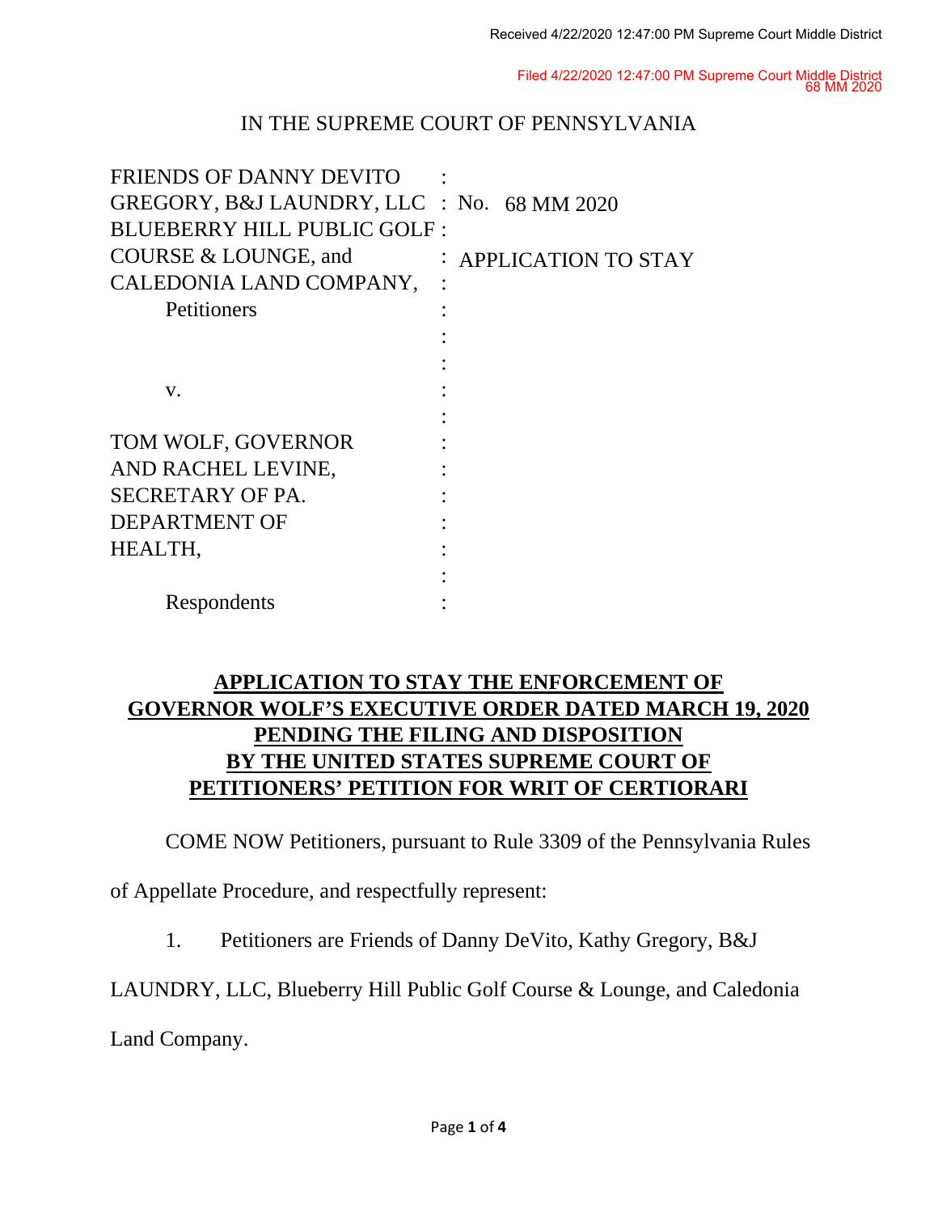Received 4/22/2020 12:47:00 PM Supreme Court Middle District

Filed 4/22/2020 12:47:00 PM Supreme Court Middle District
68 MM 2020

IN THE SUPREME COURT OF PENNSYLVANIA

| | | |
|---|---|---|
| FRIENDS OF DANNY DEVITO GREGORY, B&J LAUNDRY, LLC BLUEBERRY HILL PUBLIC GOLF COURSE & LOUNGE, and CALEDONIA LAND COMPANY, Petitioners | : | No. 68 MM 2020 |
| | : | APPLICATION TO STAY |
| v. | : | |
| TOM WOLF, GOVERNOR AND RACHEL LEVINE, SECRETARY OF PA. DEPARTMENT OF HEALTH, Respondents | : | |

**APPLICATION TO STAY THE ENFORCEMENT OF GOVERNOR WOLF'S EXECUTIVE ORDER DATED MARCH 19, 2020 PENDING THE FILING AND DISPOSITION BY THE UNITED STATES SUPREME COURT OF PETITIONERS' PETITION FOR WRIT OF CERTIORARI**

COME NOW Petitioners, pursuant to Rule 3309 of the Pennsylvania Rules of Appellate Procedure, and respectfully represent:

1. Petitioners are Friends of Danny DeVito, Kathy Gregory, B&J LAUNDRY, LLC, Blueberry Hill Public Golf Course & Lounge, and Caledonia Land Company.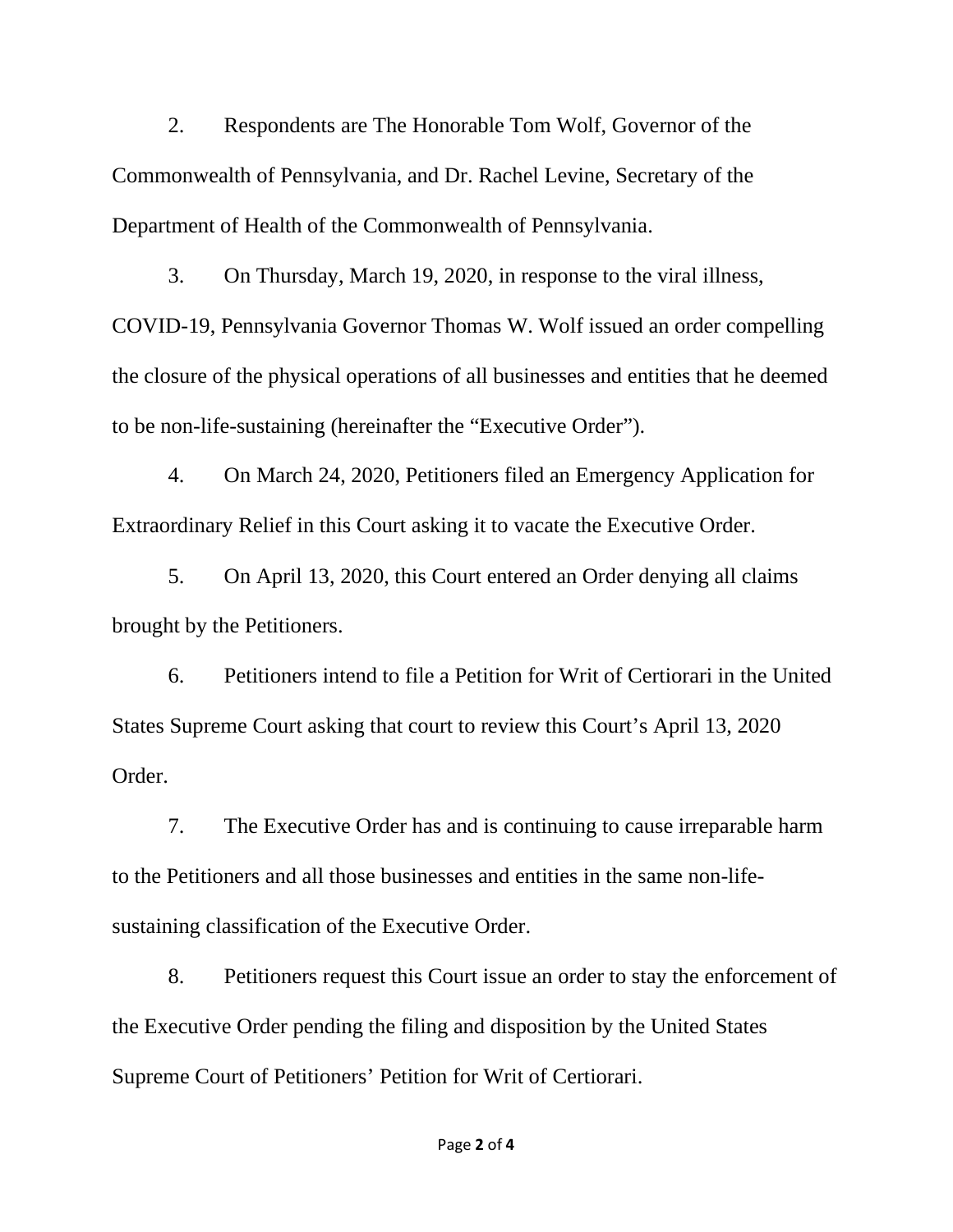2. Respondents are The Honorable Tom Wolf, Governor of the Commonwealth of Pennsylvania, and Dr. Rachel Levine, Secretary of the Department of Health of the Commonwealth of Pennsylvania.

3. On Thursday, March 19, 2020, in response to the viral illness, COVID-19, Pennsylvania Governor Thomas W. Wolf issued an order compelling the closure of the physical operations of all businesses and entities that he deemed to be non-life-sustaining (hereinafter the "Executive Order").

4. On March 24, 2020, Petitioners filed an Emergency Application for Extraordinary Relief in this Court asking it to vacate the Executive Order.

5. On April 13, 2020, this Court entered an Order denying all claims brought by the Petitioners.

6. Petitioners intend to file a Petition for Writ of Certiorari in the United States Supreme Court asking that court to review this Court's April 13, 2020 Order.

7. The Executive Order has and is continuing to cause irreparable harm to the Petitioners and all those businesses and entities in the same non-life-sustaining classification of the Executive Order.

8. Petitioners request this Court issue an order to stay the enforcement of the Executive Order pending the filing and disposition by the United States Supreme Court of Petitioners' Petition for Writ of Certiorari.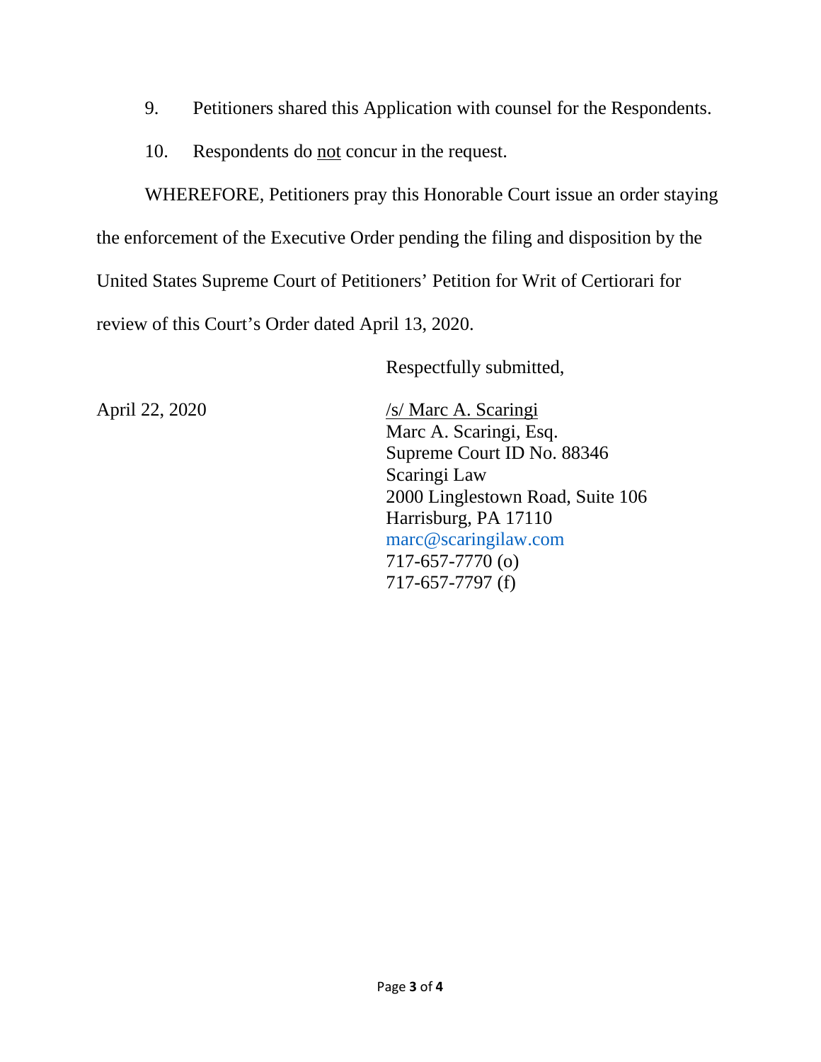9. Petitioners shared this Application with counsel for the Respondents.

10. Respondents do <u>not</u> concur in the request.

WHEREFORE, Petitioners pray this Honorable Court issue an order staying the enforcement of the Executive Order pending the filing and disposition by the United States Supreme Court of Petitioners' Petition for Writ of Certiorari for review of this Court's Order dated April 13, 2020.

Respectfully submitted,

April 22, 2020

/s/ Marc A. Scaringi
Marc A. Scaringi, Esq.
Supreme Court ID No. 88346
Scaringi Law
2000 Linglestown Road, Suite 106
Harrisburg, PA 17110
marc@scaringilaw.com
717-657-7770 (o)
717-657-7797 (f)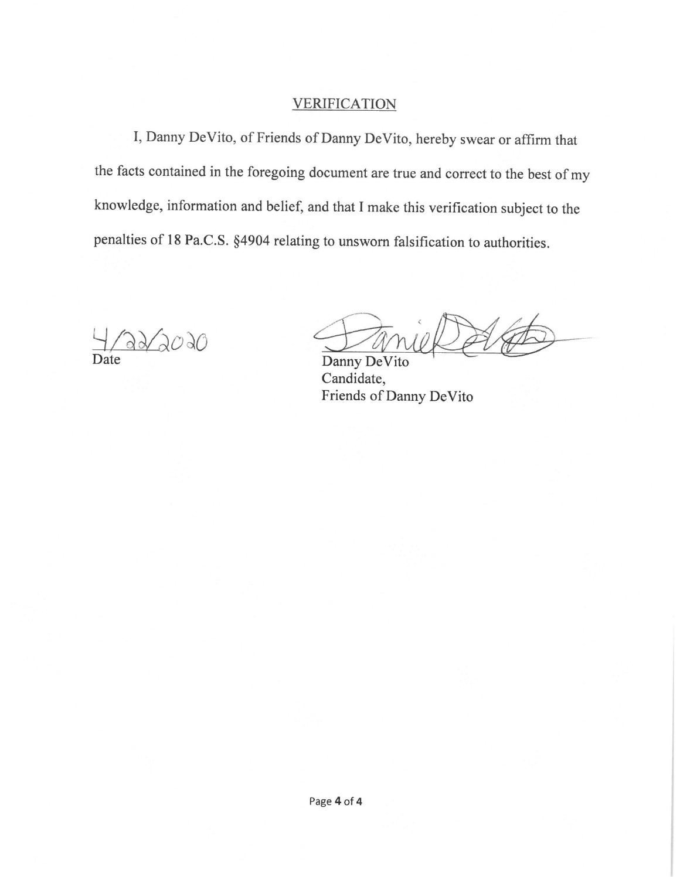## VERIFICATION

I, Danny DeVito, of Friends of Danny DeVito, hereby swear or affirm that the facts contained in the foregoing document are true and correct to the best of my knowledge, information and belief, and that I make this verification subject to the penalties of 18 Pa.C.S. §4904 relating to unsworn falsification to authorities.

4/22/2020
Date

Danny DeVito
Candidate,
Friends of Danny DeVito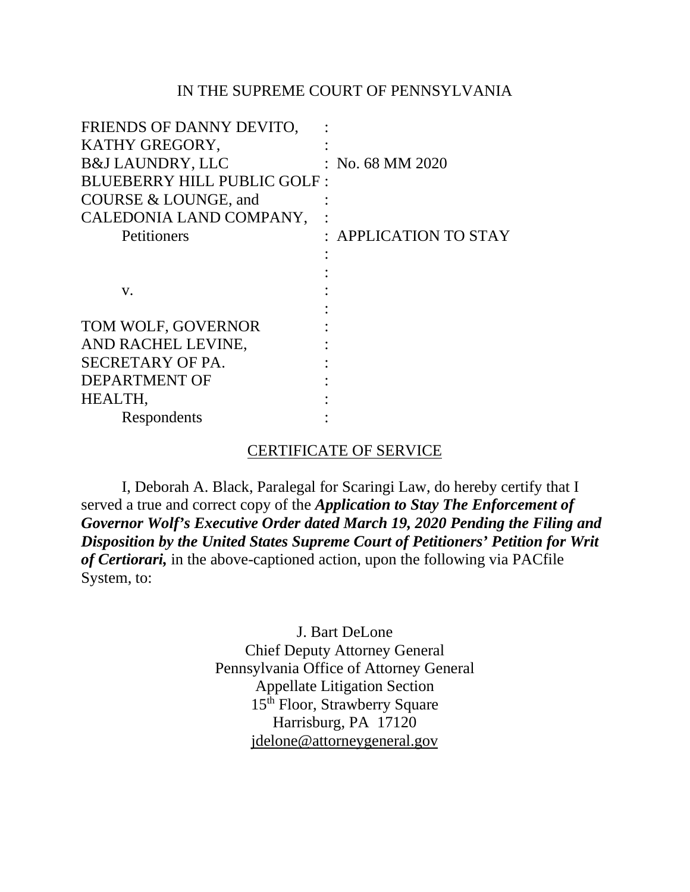IN THE SUPREME COURT OF PENNSYLVANIA

| | |
|---|---|
| FRIENDS OF DANNY DEVITO, | : |
| KATHY GREGORY, | : |
| B&J LAUNDRY, LLC | : No. 68 MM 2020 |
| BLUEBERRY HILL PUBLIC GOLF | : |
| COURSE & LOUNGE, and | : |
| CALEDONIA LAND COMPANY, | : |
| Petitioners | : APPLICATION TO STAY |
| | : |
| | : |
| v. | : |
| | : |
| TOM WOLF, GOVERNOR | : |
| AND RACHEL LEVINE, | : |
| SECRETARY OF PA. | : |
| DEPARTMENT OF | : |
| HEALTH, | : |
| Respondents | : |

CERTIFICATE OF SERVICE

I, Deborah A. Black, Paralegal for Scaringi Law, do hereby certify that I served a true and correct copy of the ***Application to Stay The Enforcement of Governor Wolf's Executive Order dated March 19, 2020 Pending the Filing and Disposition by the United States Supreme Court of Petitioners' Petition for Writ of Certiorari,*** in the above-captioned action, upon the following via PACfile System, to:

J. Bart DeLone
Chief Deputy Attorney General
Pennsylvania Office of Attorney General
Appellate Litigation Section
15th Floor, Strawberry Square
Harrisburg, PA 17120
jdelone@attorneygeneral.gov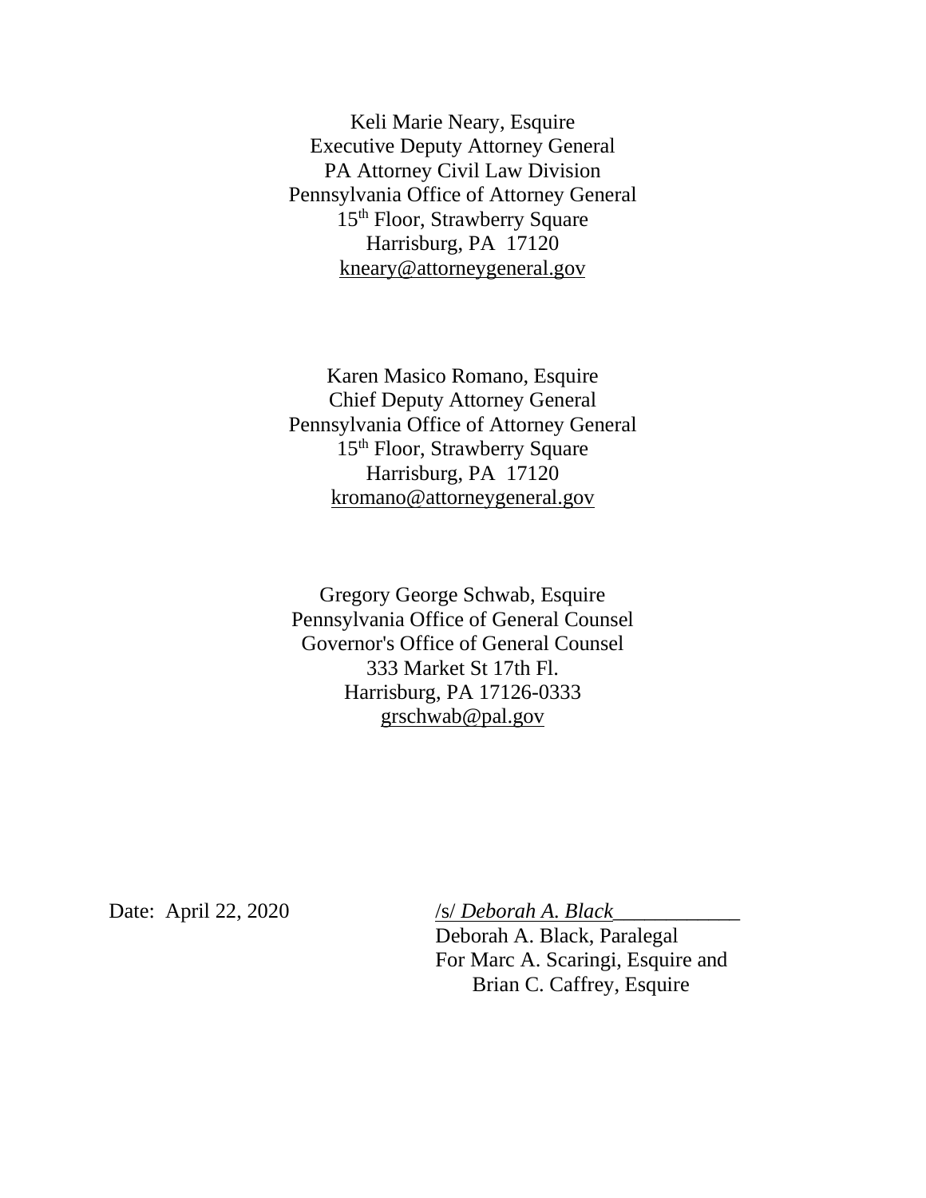Keli Marie Neary, Esquire
Executive Deputy Attorney General
PA Attorney Civil Law Division
Pennsylvania Office of Attorney General
15th Floor, Strawberry Square
Harrisburg, PA 17120
kneary@attorneygeneral.gov

Karen Masico Romano, Esquire
Chief Deputy Attorney General
Pennsylvania Office of Attorney General
15th Floor, Strawberry Square
Harrisburg, PA 17120
kromano@attorneygeneral.gov

Gregory George Schwab, Esquire
Pennsylvania Office of General Counsel
Governor's Office of General Counsel
333 Market St 17th Fl.
Harrisburg, PA 17126-0333
grschwab@pal.gov

Date: April 22, 2020

/s/ *Deborah A. Black*
Deborah A. Black, Paralegal
For Marc A. Scaringi, Esquire and
Brian C. Caffrey, Esquire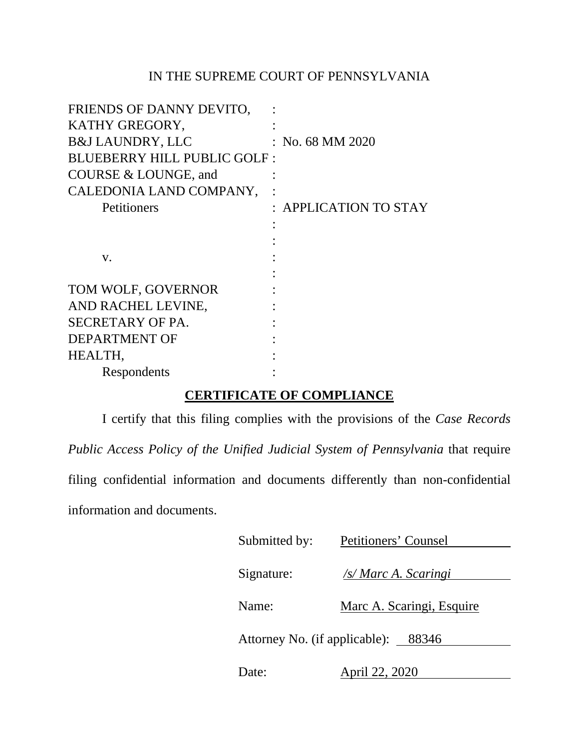IN THE SUPREME COURT OF PENNSYLVANIA

| | | |
|---|---|---|
| FRIENDS OF DANNY DEVITO, | : | |
| KATHY GREGORY, | : | |
| B&J LAUNDRY, LLC | : | No. 68 MM 2020 |
| BLUEBERRY HILL PUBLIC GOLF | : | |
| COURSE & LOUNGE, and | : | |
| CALEDONIA LAND COMPANY, | : | |
| Petitioners | : | APPLICATION TO STAY |
| | : | |
| | : | |
| v. | : | |
| | : | |
| TOM WOLF, GOVERNOR | : | |
| AND RACHEL LEVINE, | : | |
| SECRETARY OF PA. | : | |
| DEPARTMENT OF | : | |
| HEALTH, | : | |
| Respondents | : | |

**CERTIFICATE OF COMPLIANCE**

I certify that this filing complies with the provisions of the *Case Records Public Access Policy of the Unified Judicial System of Pennsylvania* that require filing confidential information and documents differently than non-confidential information and documents.

Submitted by: Petitioners' Counsel

Signature: */s/ Marc A. Scaringi*

Name: Marc A. Scaringi, Esquire

Attorney No. (if applicable): 88346

Date: April 22, 2020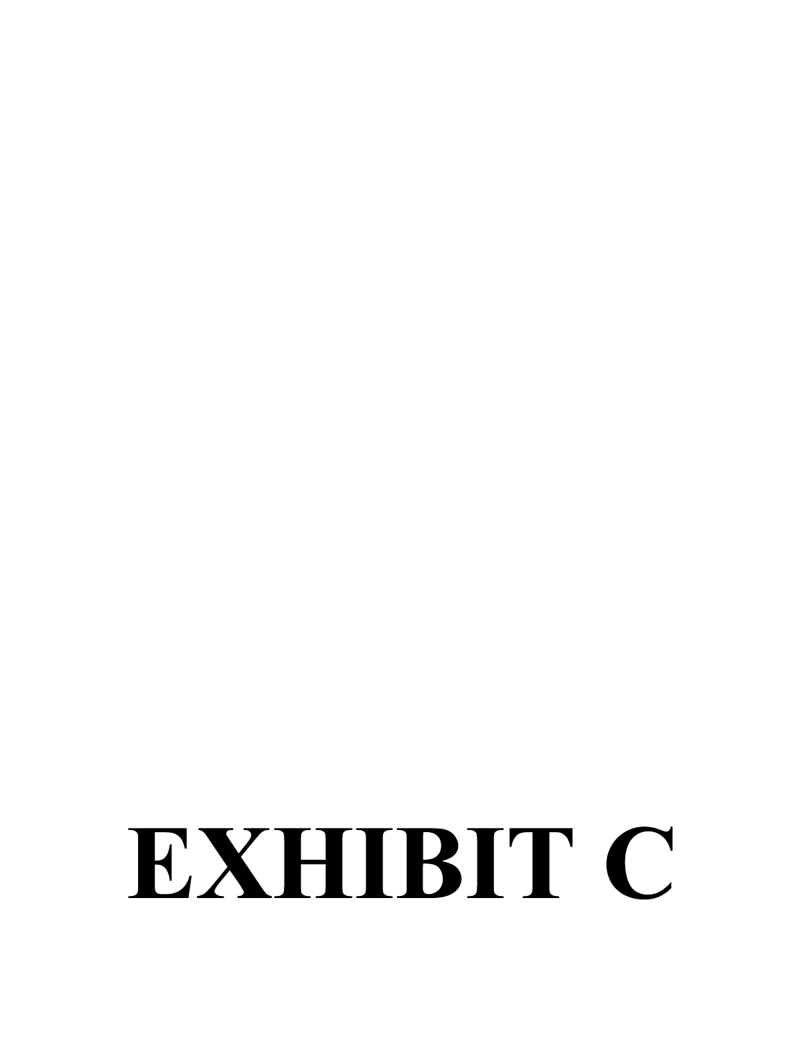# EXHIBIT C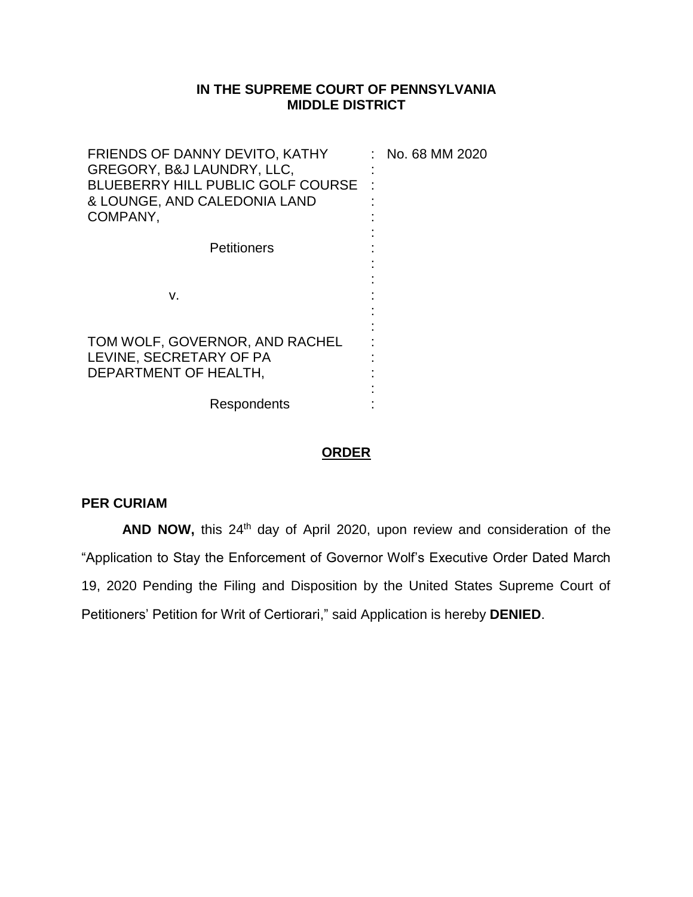**IN THE SUPREME COURT OF PENNSYLVANIA**
**MIDDLE DISTRICT**

| | |
|---|---|
| FRIENDS OF DANNY DEVITO, KATHY GREGORY, B&J LAUNDRY, LLC, BLUEBERRY HILL PUBLIC GOLF COURSE & LOUNGE, AND CALEDONIA LAND COMPANY, | No. 68 MM 2020 |
| Petitioners | |
| v. | |
| TOM WOLF, GOVERNOR, AND RACHEL LEVINE, SECRETARY OF PA DEPARTMENT OF HEALTH, | |
| Respondents | |

## ORDER

**PER CURIAM**

**AND NOW,** this 24th day of April 2020, upon review and consideration of the "Application to Stay the Enforcement of Governor Wolf's Executive Order Dated March 19, 2020 Pending the Filing and Disposition by the United States Supreme Court of Petitioners' Petition for Writ of Certiorari," said Application is hereby **DENIED**.